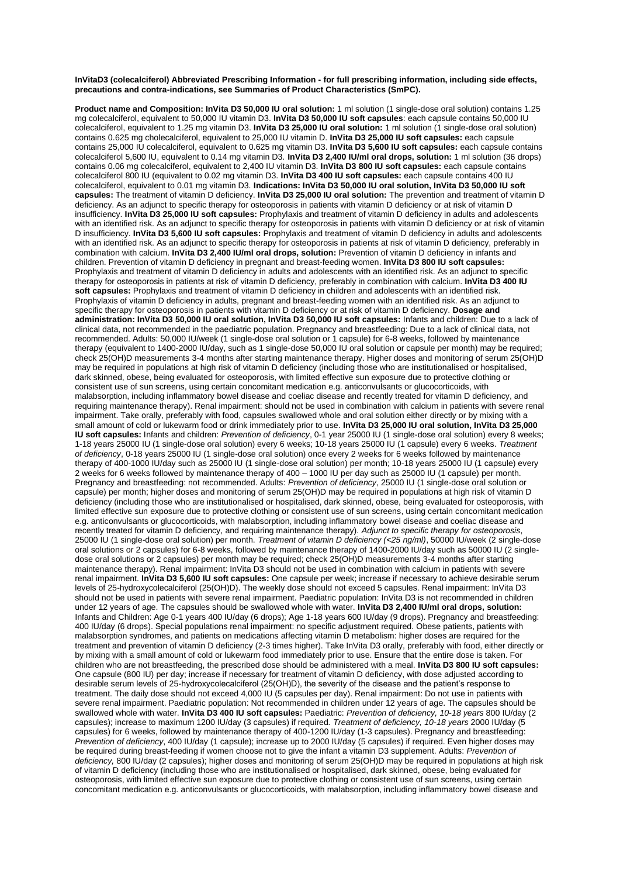**InVitaD3 (colecalciferol) Abbreviated Prescribing Information - for full prescribing information, including side effects, precautions and contra-indications, see Summaries of Product Characteristics (SmPC).**

**Product name and Composition: InVita D3 50,000 IU oral solution:** 1 ml solution (1 single-dose oral solution) contains 1.25 mg colecalciferol, equivalent to 50,000 IU vitamin D3. **InVita D3 50,000 IU soft capsules**: each capsule contains 50,000 IU colecalciferol, equivalent to 1.25 mg vitamin D3. **InVita D3 25,000 IU oral solution:** 1 ml solution (1 single-dose oral solution) contains 0.625 mg cholecalciferol, equivalent to 25,000 IU vitamin D. **InVita D3 25,000 IU soft capsules:** each capsule contains 25,000 IU colecalciferol, equivalent to 0.625 mg vitamin D3. **InVita D3 5,600 IU soft capsules:** each capsule contains colecalciferol 5,600 IU, equivalent to 0.14 mg vitamin D3. **InVita D3 2,400 IU/ml oral drops, solution:** 1 ml solution (36 drops) contains 0.06 mg colecalciferol, equivalent to 2,400 IU vitamin D3. **InVita D3 800 IU soft capsules:** each capsule contains colecalciferol 800 IU (equivalent to 0.02 mg vitamin D3. **InVita D3 400 IU soft capsules:** each capsule contains 400 IU colecalciferol, equivalent to 0.01 mg vitamin D3. **Indications: InVita D3 50,000 IU oral solution, InVita D3 50,000 IU soft capsules:** The treatment of vitamin D deficiency. **InVita D3 25,000 IU oral solution:** The prevention and treatment of vitamin D deficiency. As an adjunct to specific therapy for osteoporosis in patients with vitamin D deficiency or at risk of vitamin D insufficiency. **InVita D3 25,000 IU soft capsules:** Prophylaxis and treatment of vitamin D deficiency in adults and adolescents with an identified risk. As an adjunct to specific therapy for osteoporosis in patients with vitamin D deficiency or at risk of vitamin D insufficiency. **InVita D3 5,600 IU soft capsules:** Prophylaxis and treatment of vitamin D deficiency in adults and adolescents with an identified risk. As an adjunct to specific therapy for osteoporosis in patients at risk of vitamin D deficiency, preferably in combination with calcium. **InVita D3 2,400 IU/ml oral drops, solution:** Prevention of vitamin D deficiency in infants and children. Prevention of vitamin D deficiency in pregnant and breast-feeding women. **InVita D3 800 IU soft capsules:** Prophylaxis and treatment of vitamin D deficiency in adults and adolescents with an identified risk. As an adjunct to specific therapy for osteoporosis in patients at risk of vitamin D deficiency, preferably in combination with calcium. **InVita D3 400 IU soft capsules:** Prophylaxis and treatment of vitamin D deficiency in children and adolescents with an identified risk. Prophylaxis of vitamin D deficiency in adults, pregnant and breast-feeding women with an identified risk. As an adjunct to specific therapy for osteoporosis in patients with vitamin D deficiency or at risk of vitamin D deficiency. **Dosage and administration: InVita D3 50,000 IU oral solution, InVita D3 50,000 IU soft capsules:** Infants and children: Due to a lack of clinical data, not recommended in the paediatric population. Pregnancy and breastfeeding: Due to a lack of clinical data, not recommended. Adults: 50,000 IU/week (1 single-dose oral solution or 1 capsule) for 6-8 weeks, followed by maintenance therapy (equivalent to 1400-2000 IU/day, such as 1 single-dose 50,000 IU oral solution or capsule per month) may be required; check 25(OH)D measurements 3-4 months after starting maintenance therapy. Higher doses and monitoring of serum 25(OH)D may be required in populations at high risk of vitamin D deficiency (including those who are institutionalised or hospitalised, dark skinned, obese, being evaluated for osteoporosis, with limited effective sun exposure due to protective clothing or consistent use of sun screens, using certain concomitant medication e.g. anticonvulsants or glucocorticoids, with malabsorption, including inflammatory bowel disease and coeliac disease and recently treated for vitamin D deficiency, and requiring maintenance therapy). Renal impairment: should not be used in combination with calcium in patients with severe renal impairment. Take orally, preferably with food, capsules swallowed whole and oral solution either directly or by mixing with a small amount of cold or lukewarm food or drink immediately prior to use. **InVita D3 25,000 IU oral solution, InVita D3 25,000 IU soft capsules:** Infants and children: *Prevention of deficiency*, 0-1 year 25000 IU (1 single-dose oral solution) every 8 weeks; 1-18 years 25000 IU (1 single-dose oral solution) every 6 weeks; 10-18 years 25000 IU (1 capsule) every 6 weeks. *Treatment of deficiency*, 0-18 years 25000 IU (1 single-dose oral solution) once every 2 weeks for 6 weeks followed by maintenance therapy of 400-1000 IU/day such as 25000 IU (1 single-dose oral solution) per month; 10-18 years 25000 IU (1 capsule) every 2 weeks for 6 weeks followed by maintenance therapy of 400 – 1000 IU per day such as 25000 IU (1 capsule) per month. Pregnancy and breastfeeding: not recommended. Adults: *Prevention of deficiency*, 25000 IU (1 single-dose oral solution or capsule) per month; higher doses and monitoring of serum 25(OH)D may be required in populations at high risk of vitamin D deficiency (including those who are institutionalised or hospitalised, dark skinned, obese, being evaluated for osteoporosis, with limited effective sun exposure due to protective clothing or consistent use of sun screens, using certain concomitant medication e.g. anticonvulsants or glucocorticoids, with malabsorption, including inflammatory bowel disease and coeliac disease and recently treated for vitamin D deficiency, and requiring maintenance therapy). *Adjunct to specific therapy for osteoporosis*, 25000 IU (1 single-dose oral solution) per month. *Treatment of vitamin D deficiency (<25 ng/ml)*, 50000 IU/week (2 single-dose oral solutions or 2 capsules) for 6-8 weeks, followed by maintenance therapy of 1400-2000 IU/day such as 50000 IU (2 single-dose oral solutions or 2 capsules) per month may be required; check 25(OH)D measurements 3-4 months after starting maintenance therapy). Renal impairment: InVita D3 should not be used in combination with calcium in patients with severe renal impairment. **InVita D3 5,600 IU soft capsules:** One capsule per week; increase if necessary to achieve desirable serum levels of 25-hydroxycolecalciferol (25(OH)D). The weekly dose should not exceed 5 capsules. Renal impairment: InVita D3 should not be used in patients with severe renal impairment. Paediatric population: InVita D3 is not recommended in children under 12 years of age. The capsules should be swallowed whole with water. **InVita D3 2,400 IU/ml oral drops, solution:** Infants and Children: Age 0-1 years 400 IU/day (6 drops); Age 1-18 years 600 IU/day (9 drops). Pregnancy and breastfeeding: 400 IU/day (6 drops). Special populations renal impairment: no specific adjustment required. Obese patients, patients with malabsorption syndromes, and patients on medications affecting vitamin D metabolism: higher doses are required for the treatment and prevention of vitamin D deficiency (2-3 times higher). Take InVita D3 orally, preferably with food, either directly or by mixing with a small amount of cold or lukewarm food immediately prior to use. Ensure that the entire dose is taken. For children who are not breastfeeding, the prescribed dose should be administered with a meal. **InVita D3 800 IU soft capsules:** One capsule (800 IU) per day; increase if necessary for treatment of vitamin D deficiency, with dose adjusted according to desirable serum levels of 25-hydroxycolecalciferol (25(OH)D), the severity of the disease and the patient's response to treatment. The daily dose should not exceed 4,000 IU (5 capsules per day). Renal impairment: Do not use in patients with severe renal impairment. Paediatric population: Not recommended in children under 12 years of age. The capsules should be swallowed whole with water. **InVita D3 400 IU soft capsules:** Paediatric: *Prevention of deficiency, 10-18 years* 800 IU/day (2 capsules); increase to maximum 1200 IU/day (3 capsules) if required. *Treatment of deficiency, 10-18 years* 2000 IU/day (5 capsules) for 6 weeks, followed by maintenance therapy of 400-1200 IU/day (1-3 capsules). Pregnancy and breastfeeding: *Prevention of deficiency*, 400 IU/day (1 capsule); increase up to 2000 IU/day (5 capsules) if required. Even higher doses may be required during breast-feeding if women choose not to give the infant a vitamin D3 supplement. Adults: *Prevention of deficiency,* 800 IU/day (2 capsules); higher doses and monitoring of serum 25(OH)D may be required in populations at high risk of vitamin D deficiency (including those who are institutionalised or hospitalised, dark skinned, obese, being evaluated for osteoporosis, with limited effective sun exposure due to protective clothing or consistent use of sun screens, using certain concomitant medication e.g. anticonvulsants or glucocorticoids, with malabsorption, including inflammatory bowel disease and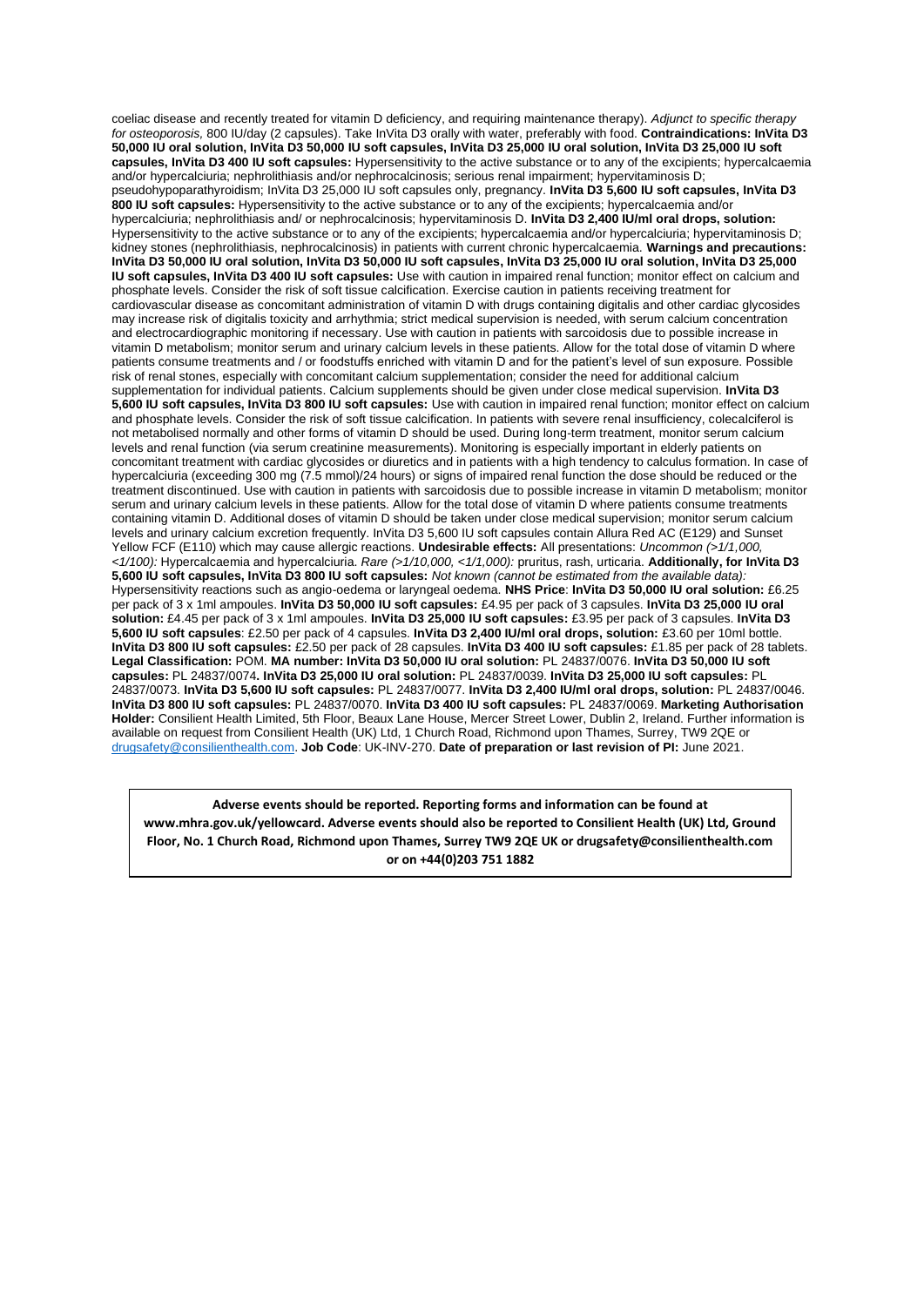coeliac disease and recently treated for vitamin D deficiency, and requiring maintenance therapy). *Adjunct to specific therapy for osteoporosis,* 800 IU/day (2 capsules). Take InVita D3 orally with water, preferably with food. **Contraindications: InVita D3 50,000 IU oral solution, InVita D3 50,000 IU soft capsules, InVita D3 25,000 IU oral solution, InVita D3 25,000 IU soft capsules, InVita D3 400 IU soft capsules:** Hypersensitivity to the active substance or to any of the excipients; hypercalcaemia and/or hypercalciuria; nephrolithiasis and/or nephrocalcinosis; serious renal impairment; hypervitaminosis D; pseudohypoparathyroidism; InVita D3 25,000 IU soft capsules only, pregnancy. **InVita D3 5,600 IU soft capsules, InVita D3 800 IU soft capsules:** Hypersensitivity to the active substance or to any of the excipients; hypercalcaemia and/or hypercalciuria; nephrolithiasis and/ or nephrocalcinosis; hypervitaminosis D. **InVita D3 2,400 IU/ml oral drops, solution:** Hypersensitivity to the active substance or to any of the excipients; hypercalcaemia and/or hypercalciuria; hypervitaminosis D; kidney stones (nephrolithiasis, nephrocalcinosis) in patients with current chronic hypercalcaemia. **Warnings and precautions: InVita D3 50,000 IU oral solution, InVita D3 50,000 IU soft capsules, InVita D3 25,000 IU oral solution, InVita D3 25,000 IU soft capsules, InVita D3 400 IU soft capsules:** Use with caution in impaired renal function; monitor effect on calcium and phosphate levels. Consider the risk of soft tissue calcification. Exercise caution in patients receiving treatment for cardiovascular disease as concomitant administration of vitamin D with drugs containing digitalis and other cardiac glycosides may increase risk of digitalis toxicity and arrhythmia; strict medical supervision is needed, with serum calcium concentration and electrocardiographic monitoring if necessary. Use with caution in patients with sarcoidosis due to possible increase in vitamin D metabolism; monitor serum and urinary calcium levels in these patients. Allow for the total dose of vitamin D where patients consume treatments and / or foodstuffs enriched with vitamin D and for the patient's level of sun exposure. Possible risk of renal stones, especially with concomitant calcium supplementation; consider the need for additional calcium supplementation for individual patients. Calcium supplements should be given under close medical supervision. **InVita D3 5,600 IU soft capsules, InVita D3 800 IU soft capsules:** Use with caution in impaired renal function; monitor effect on calcium and phosphate levels. Consider the risk of soft tissue calcification. In patients with severe renal insufficiency, colecalciferol is not metabolised normally and other forms of vitamin D should be used. During long-term treatment, monitor serum calcium levels and renal function (via serum creatinine measurements). Monitoring is especially important in elderly patients on concomitant treatment with cardiac glycosides or diuretics and in patients with a high tendency to calculus formation. In case of hypercalciuria (exceeding 300 mg (7.5 mmol)/24 hours) or signs of impaired renal function the dose should be reduced or the treatment discontinued. Use with caution in patients with sarcoidosis due to possible increase in vitamin D metabolism; monitor serum and urinary calcium levels in these patients. Allow for the total dose of vitamin D where patients consume treatments containing vitamin D. Additional doses of vitamin D should be taken under close medical supervision; monitor serum calcium levels and urinary calcium excretion frequently. InVita D3 5,600 IU soft capsules contain Allura Red AC (E129) and Sunset Yellow FCF (E110) which may cause allergic reactions. **Undesirable effects:** All presentations: *Uncommon (>1/1,000, <1/100):* Hypercalcaemia and hypercalciuria. *Rare (>1/10,000, <1/1,000):* pruritus, rash, urticaria. **Additionally, for InVita D3 5,600 IU soft capsules, InVita D3 800 IU soft capsules:** *Not known (cannot be estimated from the available data):* Hypersensitivity reactions such as angio-oedema or laryngeal oedema. **NHS Price**: **InVita D3 50,000 IU oral solution:** £6.25 per pack of 3 x 1ml ampoules. **InVita D3 50,000 IU soft capsules:** £4.95 per pack of 3 capsules. **InVita D3 25,000 IU oral solution:** £4.45 per pack of 3 x 1ml ampoules. **InVita D3 25,000 IU soft capsules:** £3.95 per pack of 3 capsules. **InVita D3 5,600 IU soft capsules**: £2.50 per pack of 4 capsules. **InVita D3 2,400 IU/ml oral drops, solution:** £3.60 per 10ml bottle. **InVita D3 800 IU soft capsules:** £2.50 per pack of 28 capsules. **InVita D3 400 IU soft capsules:** £1.85 per pack of 28 tablets. **Legal Classification:** POM. **MA number: InVita D3 50,000 IU oral solution:** PL 24837/0076. **InVita D3 50,000 IU soft capsules:** PL 24837/0074**. InVita D3 25,000 IU oral solution:** PL 24837/0039. **InVita D3 25,000 IU soft capsules:** PL 24837/0073. **InVita D3 5,600 IU soft capsules:** PL 24837/0077. **InVita D3 2,400 IU/ml oral drops, solution:** PL 24837/0046. **InVita D3 800 IU soft capsules:** PL 24837/0070. **InVita D3 400 IU soft capsules:** PL 24837/0069. **Marketing Authorisation Holder:** Consilient Health Limited, 5th Floor, Beaux Lane House, Mercer Street Lower, Dublin 2, Ireland. Further information is available on request from Consilient Health (UK) Ltd, 1 Church Road, Richmond upon Thames, Surrey, TW9 2QE or drugsafety@consilienthealth.com. **Job Code**: UK-INV-270. **Date of preparation or last revision of PI:** June 2021.

**Adverse events should be reported. Reporting forms and information can be found at www.mhra.gov.uk/yellowcard. Adverse events should also be reported to Consilient Health (UK) Ltd, Ground Floor, No. 1 Church Road, Richmond upon Thames, Surrey TW9 2QE UK or drugsafety@consilienthealth.com or on +44(0)203 751 1882**